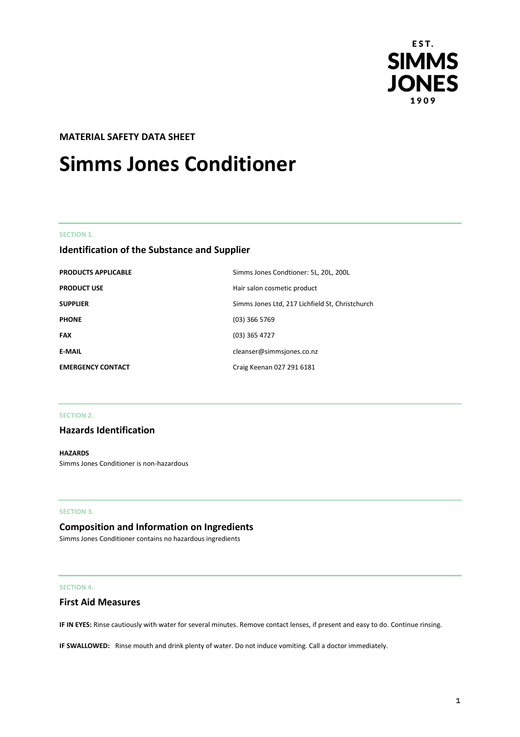EST. SIMMS JONES 1909

**MATERIAL SAFETY DATA SHEET**

# Simms Jones Conditioner

SECTION 1.

## Identification of the Substance and Supplier

| | |
|---|---|
| **PRODUCTS APPLICABLE** | Simms Jones Condtioner: 5L, 20L, 200L |
| **PRODUCT USE** | Hair salon cosmetic product |
| **SUPPLIER** | Simms Jones Ltd, 217 Lichfield St, Christchurch |
| **PHONE** | (03) 366 5769 |
| **FAX** | (03) 365 4727 |
| **E-MAIL** | cleanser@simmsjones.co.nz |
| **EMERGENCY CONTACT** | Craig Keenan 027 291 6181 |

SECTION 2.

## Hazards Identification

**HAZARDS**
Simms Jones Conditioner is non-hazardous

SECTION 3.

## Composition and Information on Ingredients

Simms Jones Conditioner contains no hazardous ingredients

SECTION 4.

## First Aid Measures

**IF IN EYES:** Rinse cautiously with water for several minutes. Remove contact lenses, if present and easy to do. Continue rinsing.

**IF SWALLOWED:** Rinse mouth and drink plenty of water. Do not induce vomiting. Call a doctor immediately.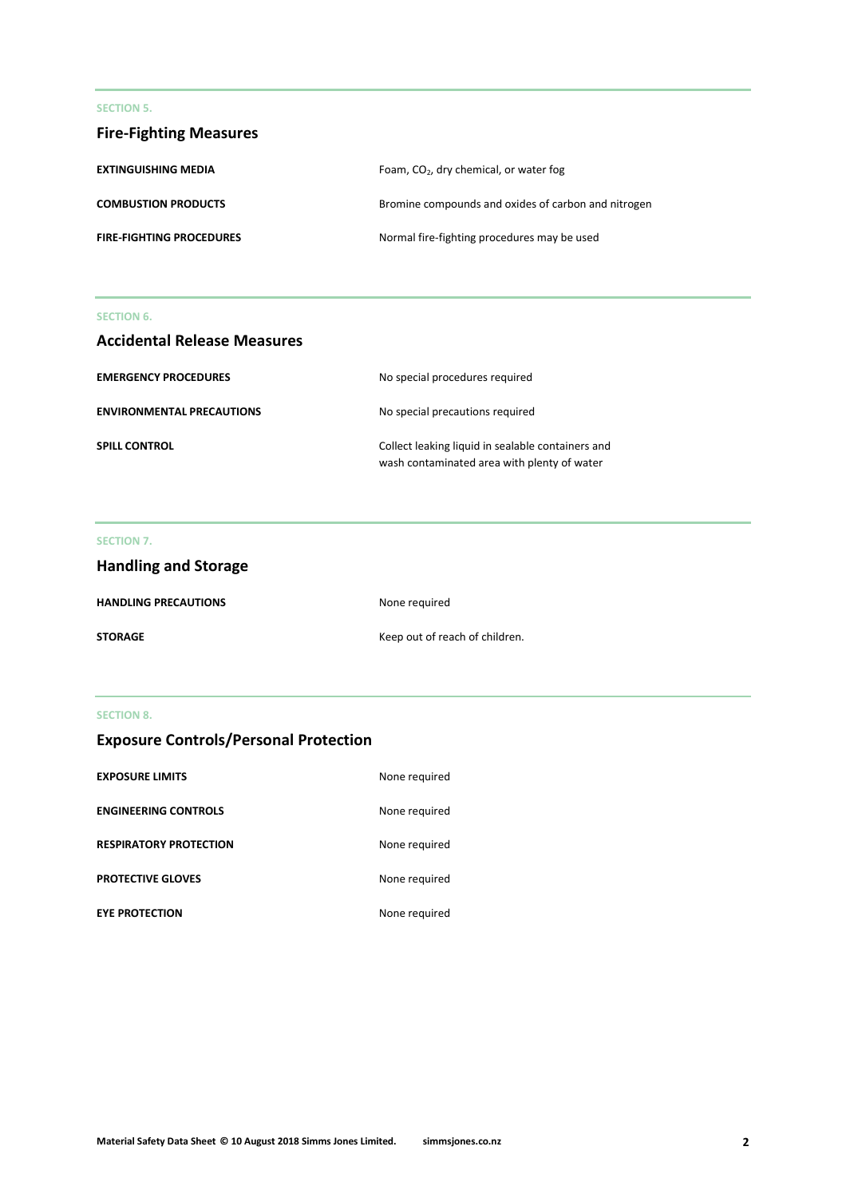SECTION 5.

## Fire-Fighting Measures

| | |
|---|---|
| **EXTINGUISHING MEDIA** | Foam, $CO_2$, dry chemical, or water fog |
| **COMBUSTION PRODUCTS** | Bromine compounds and oxides of carbon and nitrogen |
| **FIRE-FIGHTING PROCEDURES** | Normal fire-fighting procedures may be used |

SECTION 6.

## Accidental Release Measures

| | |
|---|---|
| **EMERGENCY PROCEDURES** | No special procedures required |
| **ENVIRONMENTAL PRECAUTIONS** | No special precautions required |
| **SPILL CONTROL** | Collect leaking liquid in sealable containers and wash contaminated area with plenty of water |

SECTION 7.

## Handling and Storage

| | |
|---|---|
| **HANDLING PRECAUTIONS** | None required |
| **STORAGE** | Keep out of reach of children. |

SECTION 8.

## Exposure Controls/Personal Protection

| | |
|---|---|
| **EXPOSURE LIMITS** | None required |
| **ENGINEERING CONTROLS** | None required |
| **RESPIRATORY PROTECTION** | None required |
| **PROTECTIVE GLOVES** | None required |
| **EYE PROTECTION** | None required |

**Material Safety Data Sheet © 10 August 2018 Simms Jones Limited. simmsjones.co.nz**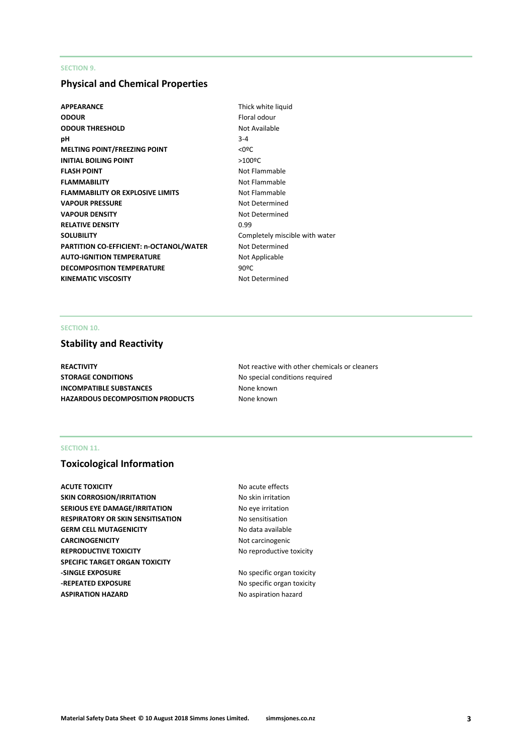SECTION 9.

## Physical and Chemical Properties

| | |
|---|---|
| **APPEARANCE** | Thick white liquid |
| **ODOUR** | Floral odour |
| **ODOUR THRESHOLD** | Not Available |
| **pH** | 3-4 |
| **MELTING POINT/FREEZING POINT** | <0ºC |
| **INITIAL BOILING POINT** | >100ºC |
| **FLASH POINT** | Not Flammable |
| **FLAMMABILITY** | Not Flammable |
| **FLAMMABILITY OR EXPLOSIVE LIMITS** | Not Flammable |
| **VAPOUR PRESSURE** | Not Determined |
| **VAPOUR DENSITY** | Not Determined |
| **RELATIVE DENSITY** | 0.99 |
| **SOLUBILITY** | Completely miscible with water |
| **PARTITION CO-EFFICIENT: n-OCTANOL/WATER** | Not Determined |
| **AUTO-IGNITION TEMPERATURE** | Not Applicable |
| **DECOMPOSITION TEMPERATURE** | 90ºC |
| **KINEMATIC VISCOSITY** | Not Determined |

SECTION 10.

## Stability and Reactivity

| | |
|---|---|
| **REACTIVITY** | Not reactive with other chemicals or cleaners |
| **STORAGE CONDITIONS** | No special conditions required |
| **INCOMPATIBLE SUBSTANCES** | None known |
| **HAZARDOUS DECOMPOSITION PRODUCTS** | None known |

SECTION 11.

## Toxicological Information

| | |
|---|---|
| **ACUTE TOXICITY** | No acute effects |
| **SKIN CORROSION/IRRITATION** | No skin irritation |
| **SERIOUS EYE DAMAGE/IRRITATION** | No eye irritation |
| **RESPIRATORY OR SKIN SENSITISATION** | No sensitisation |
| **GERM CELL MUTAGENICITY** | No data available |
| **CARCINOGENICITY** | Not carcinogenic |
| **REPRODUCTIVE TOXICITY** | No reproductive toxicity |
| **SPECIFIC TARGET ORGAN TOXICITY** | |
| **-SINGLE EXPOSURE** | No specific organ toxicity |
| **-REPEATED EXPOSURE** | No specific organ toxicity |
| **ASPIRATION HAZARD** | No aspiration hazard |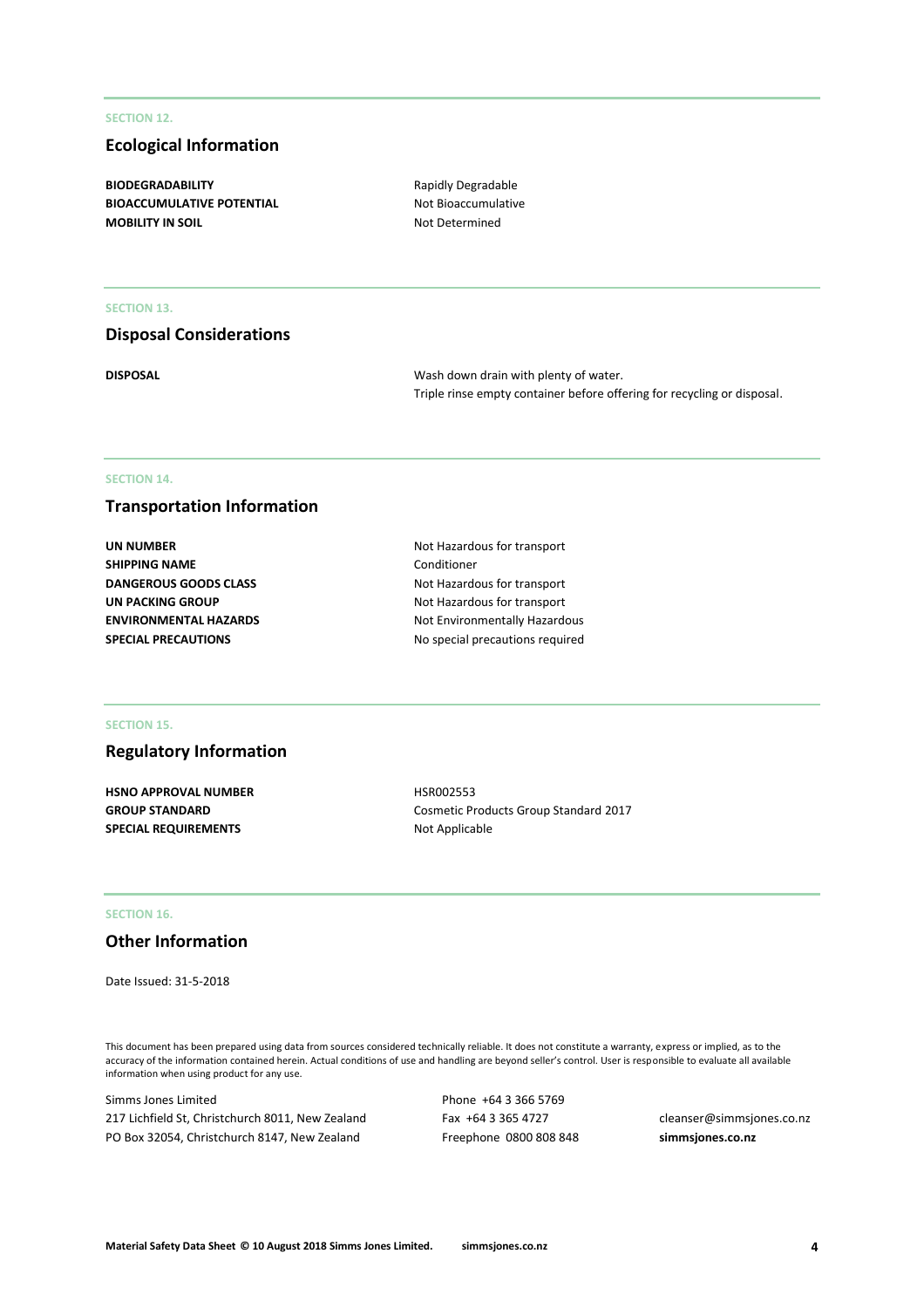SECTION 12.

## Ecological Information

| | |
|---|---|
| **BIODEGRADABILITY** | Rapidly Degradable |
| **BIOACCUMULATIVE POTENTIAL** | Not Bioaccumulative |
| **MOBILITY IN SOIL** | Not Determined |

SECTION 13.

## Disposal Considerations

| | |
|---|---|
| **DISPOSAL** | Wash down drain with plenty of water.<br>Triple rinse empty container before offering for recycling or disposal. |

SECTION 14.

## Transportation Information

| | |
|---|---|
| **UN NUMBER** | Not Hazardous for transport |
| **SHIPPING NAME** | Conditioner |
| **DANGEROUS GOODS CLASS** | Not Hazardous for transport |
| **UN PACKING GROUP** | Not Hazardous for transport |
| **ENVIRONMENTAL HAZARDS** | Not Environmentally Hazardous |
| **SPECIAL PRECAUTIONS** | No special precautions required |

SECTION 15.

## Regulatory Information

| | |
|---|---|
| **HSNO APPROVAL NUMBER** | HSR002553 |
| **GROUP STANDARD** | Cosmetic Products Group Standard 2017 |
| **SPECIAL REQUIREMENTS** | Not Applicable |

SECTION 16.

## Other Information

Date Issued: 31-5-2018

This document has been prepared using data from sources considered technically reliable. It does not constitute a warranty, express or implied, as to the accuracy of the information contained herein. Actual conditions of use and handling are beyond seller's control. User is responsible to evaluate all available information when using product for any use.

Simms Jones Limited
217 Lichfield St, Christchurch 8011, New Zealand
PO Box 32054, Christchurch 8147, New Zealand

Phone +64 3 366 5769
Fax +64 3 365 4727
Freephone 0800 808 848

cleanser@simmsjones.co.nz
**simmsjones.co.nz**